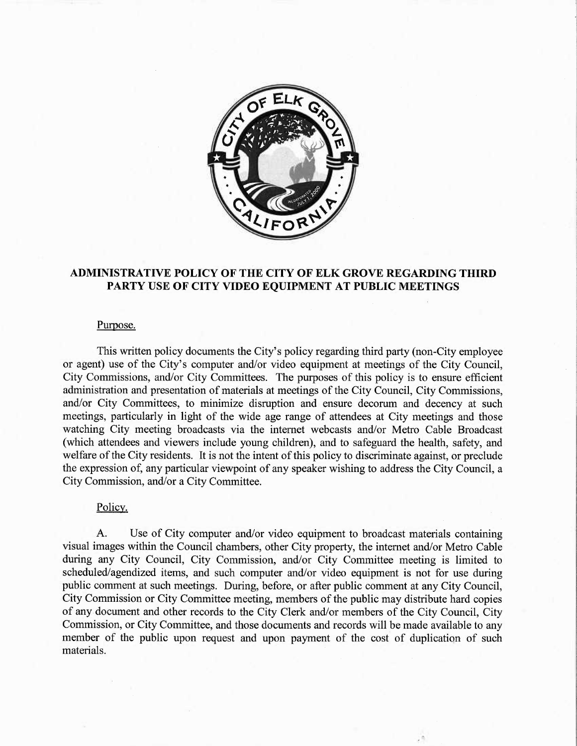# ADMINISTRATIVE POLICY OF THE CITY OF ELK GROVE REGARDING THIRD PARTY USE OF CITY VIDEO EQUIPMENT AT PUBLIC MEETINGS

## Purpose.

This written policy documents the City's policy regarding third party (non-City employee or agent) use of the City's computer and/or video equipment at meetings of the City Council, City Commissions, and/or City Committees. The purposes of this policy is to ensure efficient administration and presentation of materials at meetings of the City Council, City Commissions, and/or City Committees, to minimize disruption and ensure decorum and decency at such meetings, particularly in light of the wide age range of attendees at City meetings and those watching City meeting broadcasts via the internet webcasts and/or Metro Cable Broadcast (which attendees and viewers include young children), and to safeguard the health, safety, and welfare of the City residents. It is not the intent of this policy to discriminate against, or preclude the expression of, any particular viewpoint of any speaker wishing to address the City Council, a City Commission, and/or a City Committee.

## Policy.

A. Use of City computer and/or video equipment to broadcast materials containing visual images within the Council chambers, other City property, the internet and/or Metro Cable during any City Council, City Commission, and/or City Committee meeting is limited to scheduled/agendized items, and such computer and/or video equipment is not for use during public comment at such meetings. During, before, or after public comment at any City Council, City Commission or City Committee meeting, members of the public may distribute hard copies of any document and other records to the City Clerk and/or members of the City Council, City Commission, or City Committee, and those documents and records will be made available to any member of the public upon request and upon payment of the cost of duplication of such materials.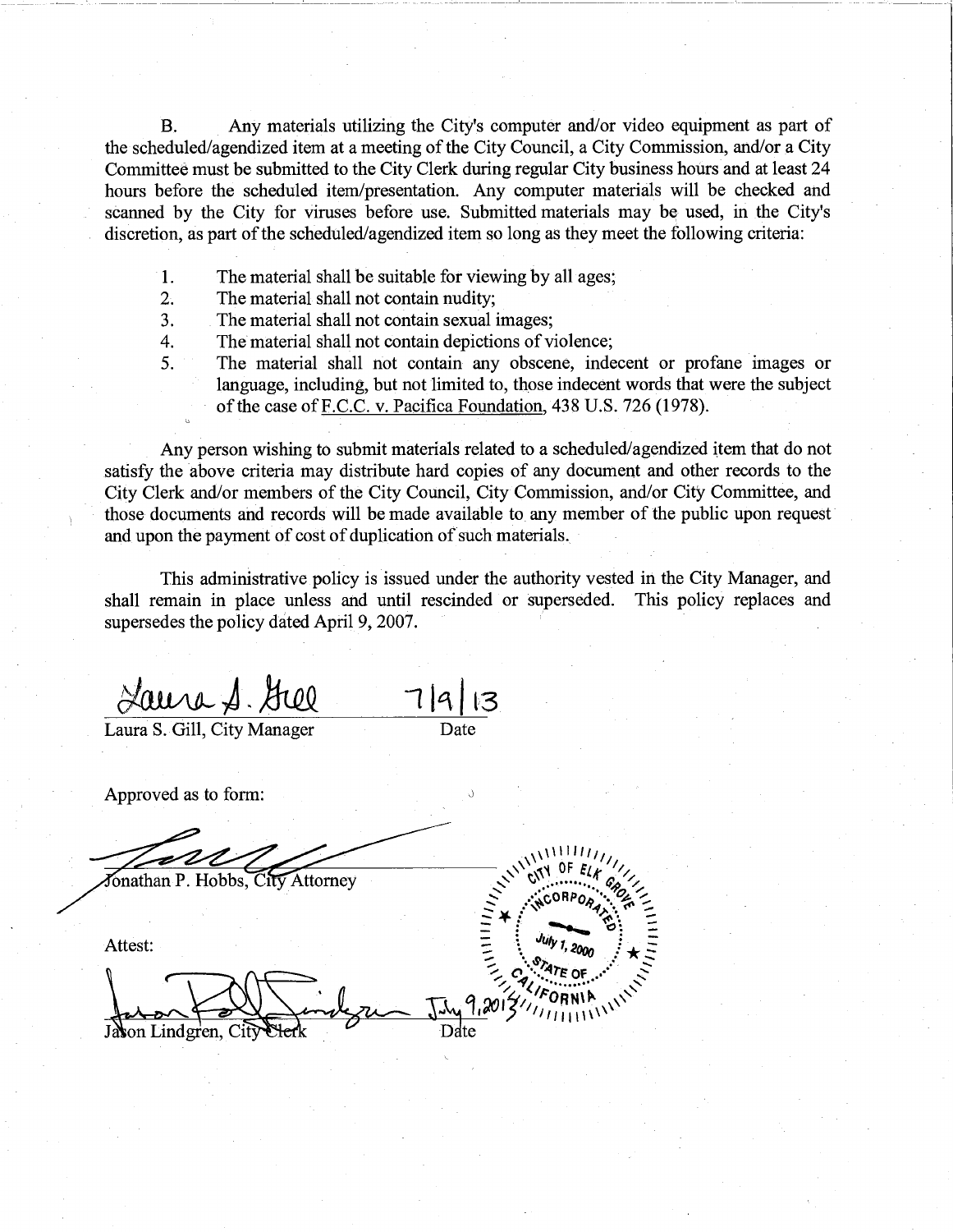B. Any materials utilizing the City's computer and/or video equipment as part of the scheduled/agendized item at a meeting of the City Council, a City Commission, and/or a City Committee must be submitted to the City Clerk during regular City business hours and at least 24 hours before the scheduled item/presentation. Any computer materials will be checked and scanned by the City for viruses before use. Submitted materials may be used, in the City's discretion, as part of the scheduled/agendized item so long as they meet the following criteria:

1. The material shall be suitable for viewing by all ages;
2. The material shall not contain nudity;
3. The material shall not contain sexual images;
4. The material shall not contain depictions of violence;
5. The material shall not contain any obscene, indecent or profane images or language, including, but not limited to, those indecent words that were the subject of the case of F.C.C. v. Pacifica Foundation, 438 U.S. 726 (1978).

Any person wishing to submit materials related to a scheduled/agendized item that do not satisfy the above criteria may distribute hard copies of any document and other records to the City Clerk and/or members of the City Council, City Commission, and/or City Committee, and those documents and records will be made available to any member of the public upon request and upon the payment of cost of duplication of such materials.

This administrative policy is issued under the authority vested in the City Manager, and shall remain in place unless and until rescinded or superseded. This policy replaces and supersedes the policy dated April 9, 2007.

Laura S. Gill 7/9/13

Laura S. Gill, City Manager Date

Approved as to form:

Jonathan P. Hobbs, City Attorney

Attest:

Jason Lindgren July 9, 2013

Jason Lindgren, City Clerk Date

CITY OF ELK GROVE
INCORPORATED
July 1, 2000
STATE OF CALIFORNIA